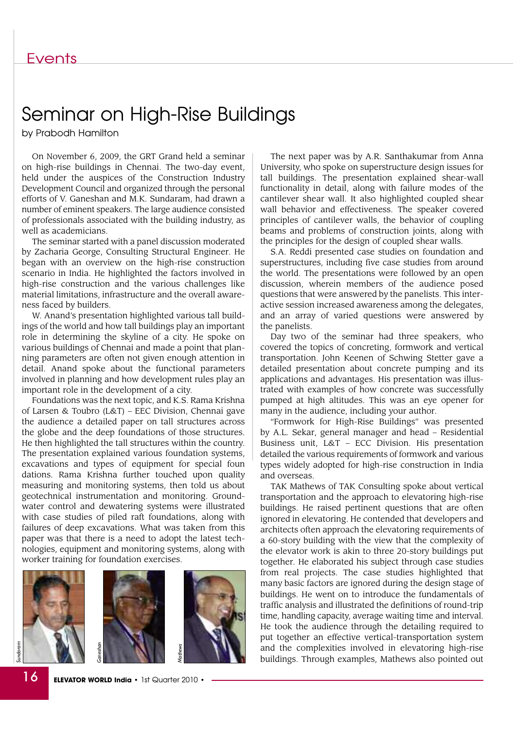# Seminar on High-Rise Buildings

by Prabodh Hamilton

On November 6, 2009, the GRT Grand held a seminar on high-rise buildings in Chennai. The two-day event, held under the auspices of the Construction Industry Development Council and organized through the personal efforts of V. Ganeshan and M.K. Sundaram, had drawn a number of eminent speakers. The large audience consisted of professionals associated with the building industry, as well as academicians.

The seminar started with a panel discussion moderated by Zacharia George, Consulting Structural Engineer. He began with an overview on the high-rise construction scenario in India. He highlighted the factors involved in high-rise construction and the various challenges like material limitations, infrastructure and the overall awareness faced by builders.

W. Anand's presentation highlighted various tall buildings of the world and how tall buildings play an important role in determining the skyline of a city. He spoke on various buildings of Chennai and made a point that planning parameters are often not given enough attention in detail. Anand spoke about the functional parameters involved in planning and how development rules play an important role in the development of a city.

Foundations was the next topic, and K.S. Rama Krishna of Larsen & Toubro (L&T) – EEC Division, Chennai gave the audience a detailed paper on tall structures across the globe and the deep foundations of those structures. He then highlighted the tall structures within the country. The presentation explained various foundation systems, excavations and types of equipment for special foundations. Rama Krishna further touched upon quality measuring and monitoring systems, then told us about geotechnical instrumentation and monitoring. Groundwater control and dewatering systems were illustrated with case studies of piled raft foundations, along with failures of deep excavations. What was taken from this paper was that there is a need to adopt the latest technologies, equipment and monitoring systems, along with worker training for foundation exercises.

Sundaram

Ganeshan

Mathews

The next paper was by A.R. Santhakumar from Anna University, who spoke on superstructure design issues for tall buildings. The presentation explained shear-wall functionality in detail, along with failure modes of the cantilever shear wall. It also highlighted coupled shear wall behavior and effectiveness. The speaker covered principles of cantilever walls, the behavior of coupling beams and problems of construction joints, along with the principles for the design of coupled shear walls.

S.A. Reddi presented case studies on foundation and superstructures, including five case studies from around the world. The presentations were followed by an open discussion, wherein members of the audience posed questions that were answered by the panelists. This interactive session increased awareness among the delegates, and an array of varied questions were answered by the panelists.

Day two of the seminar had three speakers, who covered the topics of concreting, formwork and vertical transportation. John Keenen of Schwing Stetter gave a detailed presentation about concrete pumping and its applications and advantages. His presentation was illustrated with examples of how concrete was successfully pumped at high altitudes. This was an eye opener for many in the audience, including your author.

"Formwork for High-Rise Buildings" was presented by A.L. Sekar, general manager and head – Residential Business unit, L&T – ECC Division. His presentation detailed the various requirements of formwork and various types widely adopted for high-rise construction in India and overseas.

TAK Mathews of TAK Consulting spoke about vertical transportation and the approach to elevatoring high-rise buildings. He raised pertinent questions that are often ignored in elevatoring. He contended that developers and architects often approach the elevatoring requirements of a 60-story building with the view that the complexity of the elevator work is akin to three 20-story buildings put together. He elaborated his subject through case studies from real projects. The case studies highlighted that many basic factors are ignored during the design stage of buildings. He went on to introduce the fundamentals of traffic analysis and illustrated the definitions of round-trip time, handling capacity, average waiting time and interval. He took the audience through the detailing required to put together an effective vertical-transportation system and the complexities involved in elevatoring high-rise buildings. Through examples, Mathews also pointed out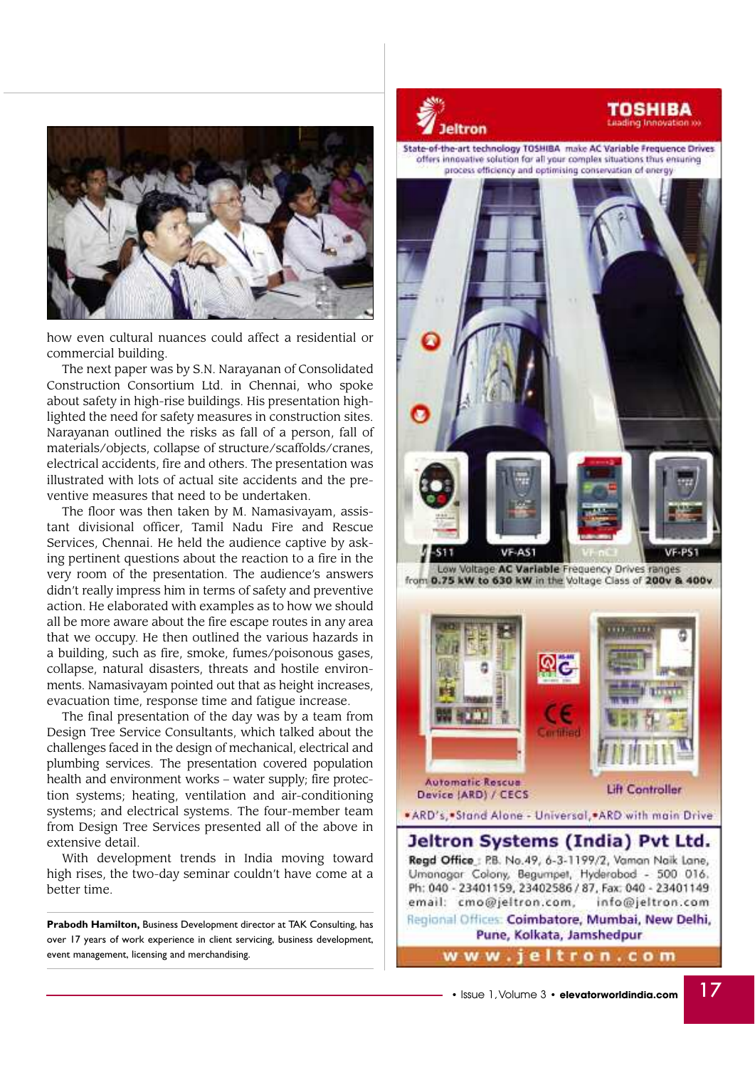how even cultural nuances could affect a residential or commercial building.

The next paper was by S.N. Narayanan of Consolidated Construction Consortium Ltd. in Chennai, who spoke about safety in high-rise buildings. His presentation highlighted the need for safety measures in construction sites. Narayanan outlined the risks as fall of a person, fall of materials/objects, collapse of structure/scaffolds/cranes, electrical accidents, fire and others. The presentation was illustrated with lots of actual site accidents and the preventive measures that need to be undertaken.

The floor was then taken by M. Namasivayam, assistant divisional officer, Tamil Nadu Fire and Rescue Services, Chennai. He held the audience captive by asking pertinent questions about the reaction to a fire in the very room of the presentation. The audience's answers didn't really impress him in terms of safety and preventive action. He elaborated with examples as to how we should all be more aware about the fire escape routes in any area that we occupy. He then outlined the various hazards in a building, such as fire, smoke, fumes/poisonous gases, collapse, natural disasters, threats and hostile environments. Namasivayam pointed out that as height increases, evacuation time, response time and fatigue increase.

The final presentation of the day was by a team from Design Tree Service Consultants, which talked about the challenges faced in the design of mechanical, electrical and plumbing services. The presentation covered population health and environment works – water supply; fire protection systems; heating, ventilation and air-conditioning systems; and electrical systems. The four-member team from Design Tree Services presented all of the above in extensive detail.

With development trends in India moving toward high rises, the two-day seminar couldn't have come at a better time.

**Prabodh Hamilton,** Business Development director at TAK Consulting, has over 17 years of work experience in client servicing, business development, event management, licensing and merchandising.

Jeltron

TOSHIBA
Leading Innovation >>>

State-of-the-art technology TOSHIBA make AC Variable Frequence Drives offers innovative solution for all your complex situations thus ensuring process efficiency and optimising conservation of energy

VF-S11 VF-AS1 VF-nC3 VF-PS1

Low Voltage **AC Variable** Frequency Drives ranges from **0.75 kW to 630 kW** in the Voltage Class of **200v & 400v**

CE Certified

Automatic Rescue Device (ARD) / CECS

Lift Controller

•ARD's, •Stand Alone - Universal, •ARD with main Drive

**Jeltron Systems (India) Pvt Ltd.**

**Regd Office**: P.B. No.49, 6-3-1199/2, Vaman Naik Lane, Umanagar Colony, Begumpet, Hyderabad - 500 016.
Ph: 040 - 23401159, 23402586 / 87, Fax: 040 - 23401149
email: cmo@jeltron.com, info@jeltron.com

Regional Offices: **Coimbatore, Mumbai, New Delhi, Pune, Kolkata, Jamshedpur**

www.jeltron.com